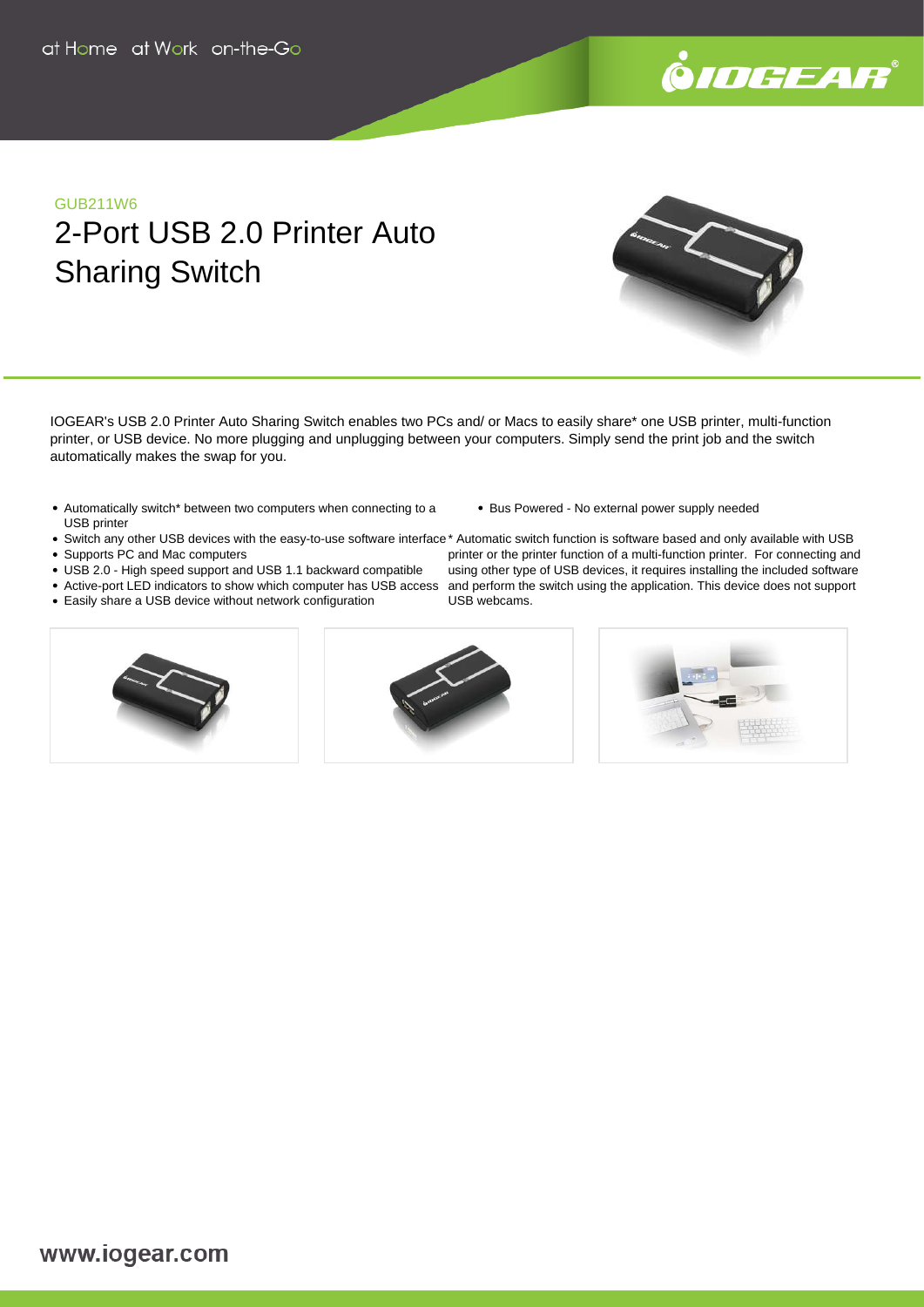at Home at Work on-the-Go

GUB211W6

# 2-Port USB 2.0 Printer Auto Sharing Switch

IOGEAR's USB 2.0 Printer Auto Sharing Switch enables two PCs and/ or Macs to easily share* one USB printer, multi-function printer, or USB device. No more plugging and unplugging between your computers. Simply send the print job and the switch automatically makes the swap for you.

- Automatically switch* between two computers when connecting to a USB printer
- Switch any other USB devices with the easy-to-use software interface
- Supports PC and Mac computers
- USB 2.0 - High speed support and USB 1.1 backward compatible
- Active-port LED indicators to show which computer has USB access
- Easily share a USB device without network configuration
- Bus Powered - No external power supply needed

* Automatic switch function is software based and only available with USB printer or the printer function of a multi-function printer. For connecting and using other type of USB devices, it requires installing the included software and perform the switch using the application. This device does not support USB webcams.

www.iogear.com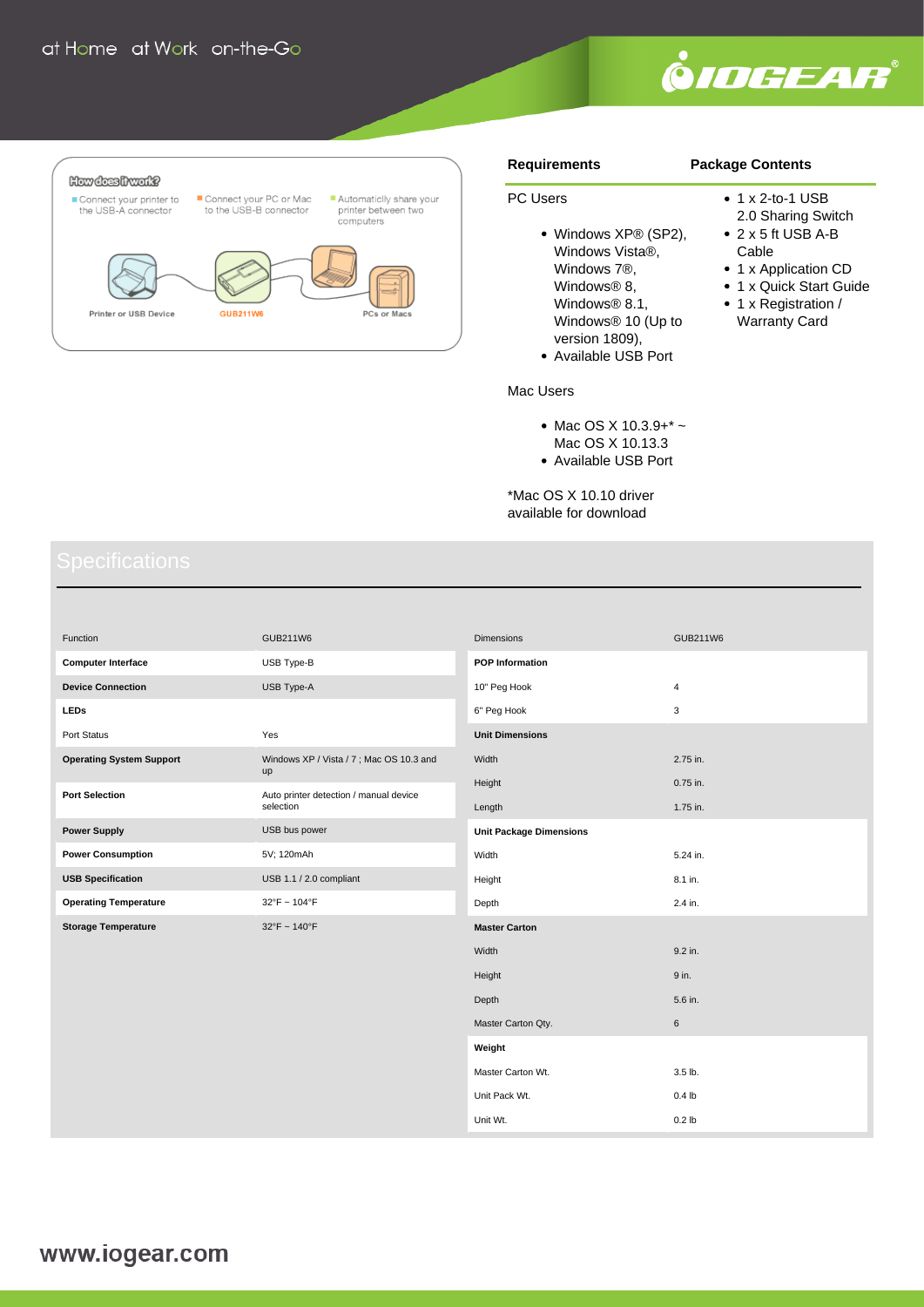at Home at Work on-the-Go

How does it work?

- Connect your printer to the USB-A connector
- Connect your PC or Mac to the USB-B connector
- Automaticlly share your printer between two computers

Printer or USB Device
GUB211W6
PCs or Macs

## Requirements

PC Users

- Windows XP® (SP2), Windows Vista®, Windows 7®, Windows® 8, Windows® 8.1, Windows® 10 (Up to version 1809),
- Available USB Port

Mac Users

- Mac OS X 10.3.9+* ~ Mac OS X 10.13.3
- Available USB Port

*Mac OS X 10.10 driver available for download

## Package Contents

- 1 x 2-to-1 USB 2.0 Sharing Switch
- 2 x 5 ft USB A-B Cable
- 1 x Application CD
- 1 x Quick Start Guide
- 1 x Registration / Warranty Card

## Specifications

| Function | GUB211W6 |
|---|---|
| **Computer Interface** | USB Type-B |
| **Device Connection** | USB Type-A |
| **LEDs** | |
| Port Status | Yes |
| **Operating System Support** | Windows XP / Vista / 7 ; Mac OS 10.3 and up |
| **Port Selection** | Auto printer detection / manual device selection |
| **Power Supply** | USB bus power |
| **Power Consumption** | 5V; 120mAh |
| **USB Specification** | USB 1.1 / 2.0 compliant |
| **Operating Temperature** | 32°F ~ 104°F |
| **Storage Temperature** | 32°F ~ 140°F |

| Dimensions | GUB211W6 |
|---|---|
| **POP Information** | |
| 10" Peg Hook | 4 |
| 6" Peg Hook | 3 |
| **Unit Dimensions** | |
| Width | 2.75 in. |
| Height | 0.75 in. |
| Length | 1.75 in. |
| **Unit Package Dimensions** | |
| Width | 5.24 in. |
| Height | 8.1 in. |
| Depth | 2.4 in. |
| **Master Carton** | |
| Width | 9.2 in. |
| Height | 9 in. |
| Depth | 5.6 in. |
| Master Carton Qty. | 6 |
| **Weight** | |
| Master Carton Wt. | 3.5 lb. |
| Unit Pack Wt. | 0.4 lb |
| Unit Wt. | 0.2 lb |

www.iogear.com